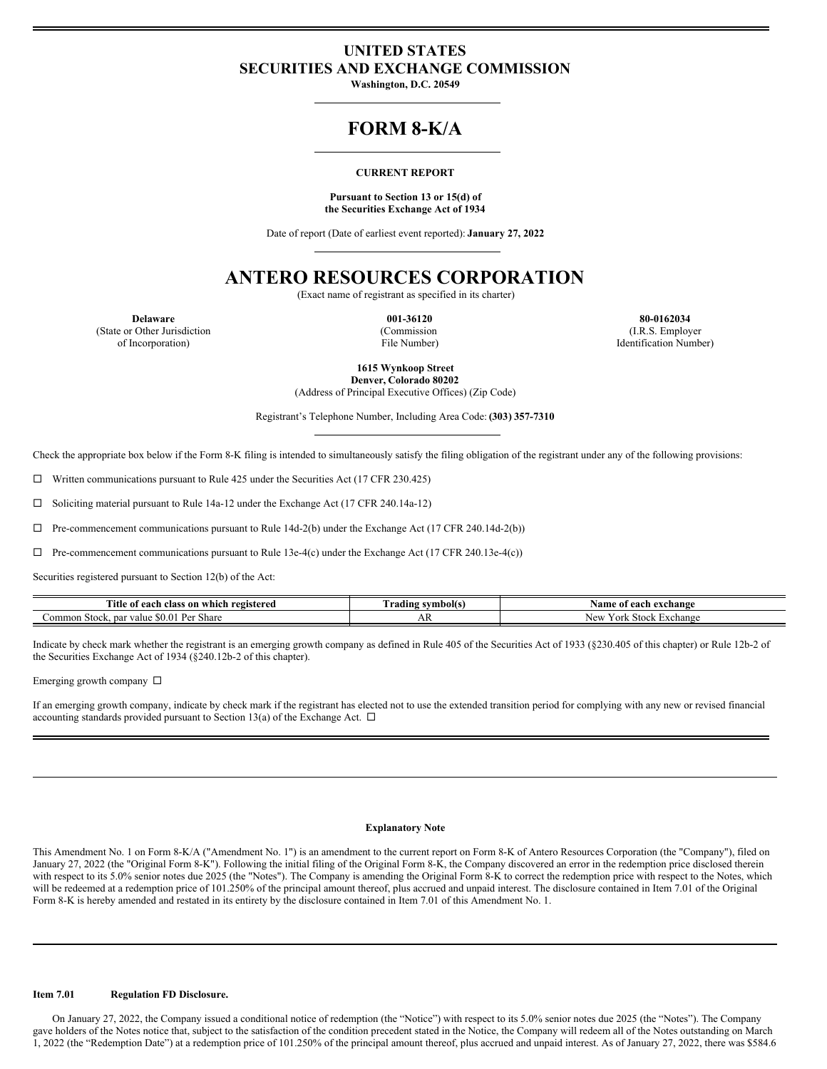# UNITED STATES
# SECURITIES AND EXCHANGE COMMISSION

**Washington, D.C. 20549**

# FORM 8-K/A

**CURRENT REPORT**

**Pursuant to Section 13 or 15(d) of the Securities Exchange Act of 1934**

Date of report (Date of earliest event reported): **January 27, 2022**

# ANTERO RESOURCES CORPORATION

(Exact name of registrant as specified in its charter)

| **Delaware** | **001-36120** | **80-0162034** |
|---|---|---|
| (State or Other Jurisdiction of Incorporation) | (Commission File Number) | (I.R.S. Employer Identification Number) |

**1615 Wynkoop Street**
**Denver, Colorado 80202**
(Address of Principal Executive Offices) (Zip Code)

Registrant's Telephone Number, Including Area Code: **(303) 357-7310**

Check the appropriate box below if the Form 8-K filing is intended to simultaneously satisfy the filing obligation of the registrant under any of the following provisions:

☐ Written communications pursuant to Rule 425 under the Securities Act (17 CFR 230.425)

☐ Soliciting material pursuant to Rule 14a-12 under the Exchange Act (17 CFR 240.14a-12)

☐ Pre-commencement communications pursuant to Rule 14d-2(b) under the Exchange Act (17 CFR 240.14d-2(b))

☐ Pre-commencement communications pursuant to Rule 13e-4(c) under the Exchange Act (17 CFR 240.13e-4(c))

Securities registered pursuant to Section 12(b) of the Act:

| Title of each class on which registered | Trading symbol(s) | Name of each exchange |
|---|---|---|
| Common Stock, par value $0.01 Per Share | AR | New York Stock Exchange |

Indicate by check mark whether the registrant is an emerging growth company as defined in Rule 405 of the Securities Act of 1933 (§230.405 of this chapter) or Rule 12b-2 of the Securities Exchange Act of 1934 (§240.12b-2 of this chapter).

Emerging growth company ☐

If an emerging growth company, indicate by check mark if the registrant has elected not to use the extended transition period for complying with any new or revised financial accounting standards provided pursuant to Section 13(a) of the Exchange Act. ☐

---

**Explanatory Note**

This Amendment No. 1 on Form 8-K/A ("Amendment No. 1") is an amendment to the current report on Form 8-K of Antero Resources Corporation (the "Company"), filed on January 27, 2022 (the "Original Form 8-K"). Following the initial filing of the Original Form 8-K, the Company discovered an error in the redemption price disclosed therein with respect to its 5.0% senior notes due 2025 (the "Notes"). The Company is amending the Original Form 8-K to correct the redemption price with respect to the Notes, which will be redeemed at a redemption price of 101.250% of the principal amount thereof, plus accrued and unpaid interest. The disclosure contained in Item 7.01 of the Original Form 8-K is hereby amended and restated in its entirety by the disclosure contained in Item 7.01 of this Amendment No. 1.

---

**Item 7.01 Regulation FD Disclosure.**

On January 27, 2022, the Company issued a conditional notice of redemption (the "Notice") with respect to its 5.0% senior notes due 2025 (the "Notes"). The Company gave holders of the Notes notice that, subject to the satisfaction of the condition precedent stated in the Notice, the Company will redeem all of the Notes outstanding on March 1, 2022 (the "Redemption Date") at a redemption price of 101.250% of the principal amount thereof, plus accrued and unpaid interest. As of January 27, 2022, there was $584.6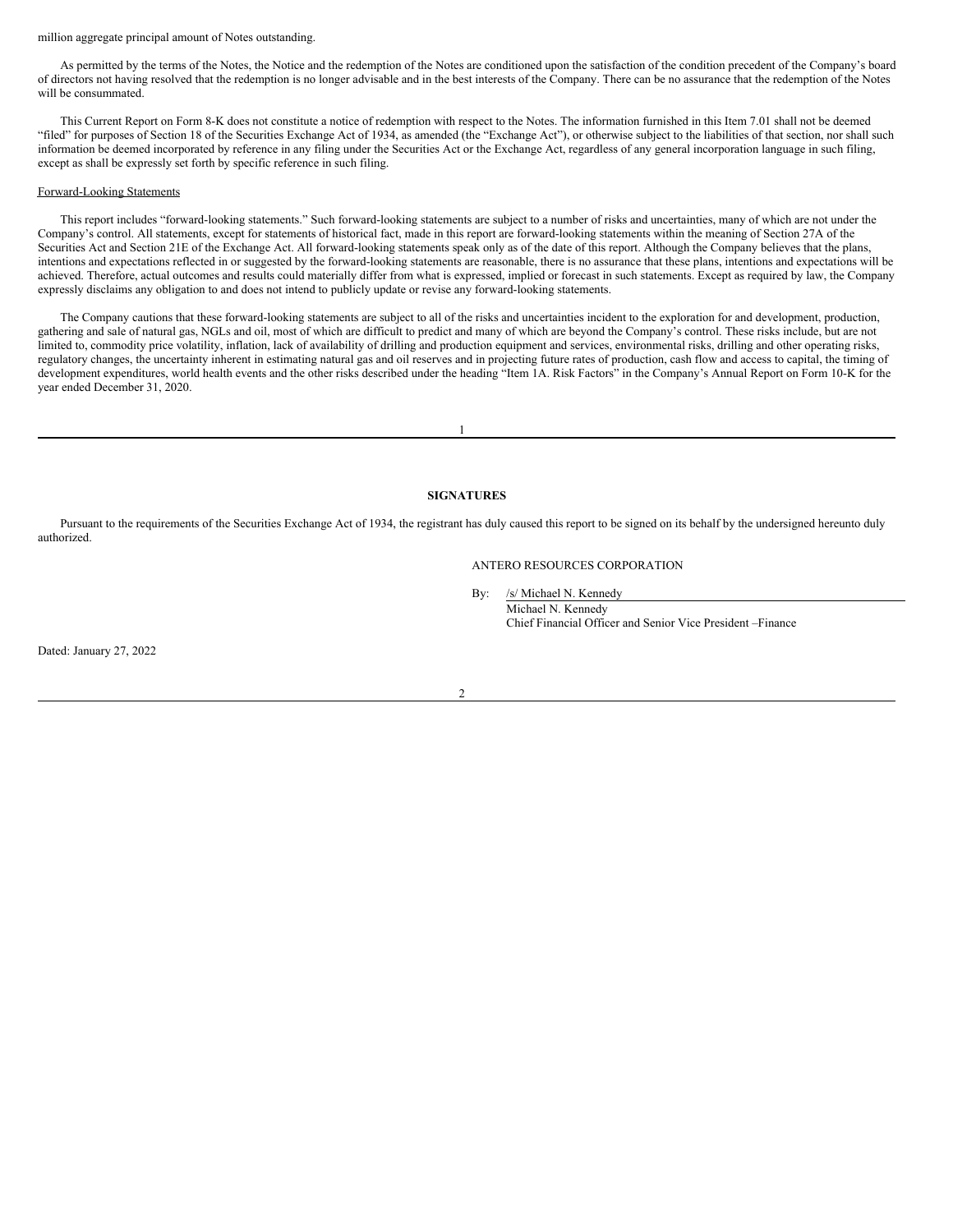million aggregate principal amount of Notes outstanding.

As permitted by the terms of the Notes, the Notice and the redemption of the Notes are conditioned upon the satisfaction of the condition precedent of the Company's board of directors not having resolved that the redemption is no longer advisable and in the best interests of the Company. There can be no assurance that the redemption of the Notes will be consummated.

This Current Report on Form 8-K does not constitute a notice of redemption with respect to the Notes. The information furnished in this Item 7.01 shall not be deemed "filed" for purposes of Section 18 of the Securities Exchange Act of 1934, as amended (the "Exchange Act"), or otherwise subject to the liabilities of that section, nor shall such information be deemed incorporated by reference in any filing under the Securities Act or the Exchange Act, regardless of any general incorporation language in such filing, except as shall be expressly set forth by specific reference in such filing.

Forward-Looking Statements

This report includes "forward-looking statements." Such forward-looking statements are subject to a number of risks and uncertainties, many of which are not under the Company's control. All statements, except for statements of historical fact, made in this report are forward-looking statements within the meaning of Section 27A of the Securities Act and Section 21E of the Exchange Act. All forward-looking statements speak only as of the date of this report. Although the Company believes that the plans, intentions and expectations reflected in or suggested by the forward-looking statements are reasonable, there is no assurance that these plans, intentions and expectations will be achieved. Therefore, actual outcomes and results could materially differ from what is expressed, implied or forecast in such statements. Except as required by law, the Company expressly disclaims any obligation to and does not intend to publicly update or revise any forward-looking statements.

The Company cautions that these forward-looking statements are subject to all of the risks and uncertainties incident to the exploration for and development, production, gathering and sale of natural gas, NGLs and oil, most of which are difficult to predict and many of which are beyond the Company's control. These risks include, but are not limited to, commodity price volatility, inflation, lack of availability of drilling and production equipment and services, environmental risks, drilling and other operating risks, regulatory changes, the uncertainty inherent in estimating natural gas and oil reserves and in projecting future rates of production, cash flow and access to capital, the timing of development expenditures, world health events and the other risks described under the heading "Item 1A. Risk Factors" in the Company's Annual Report on Form 10-K for the year ended December 31, 2020.

**SIGNATURES**

Pursuant to the requirements of the Securities Exchange Act of 1934, the registrant has duly caused this report to be signed on its behalf by the undersigned hereunto duly authorized.

ANTERO RESOURCES CORPORATION

By: /s/ Michael N. Kennedy
Michael N. Kennedy
Chief Financial Officer and Senior Vice President –Finance

Dated: January 27, 2022